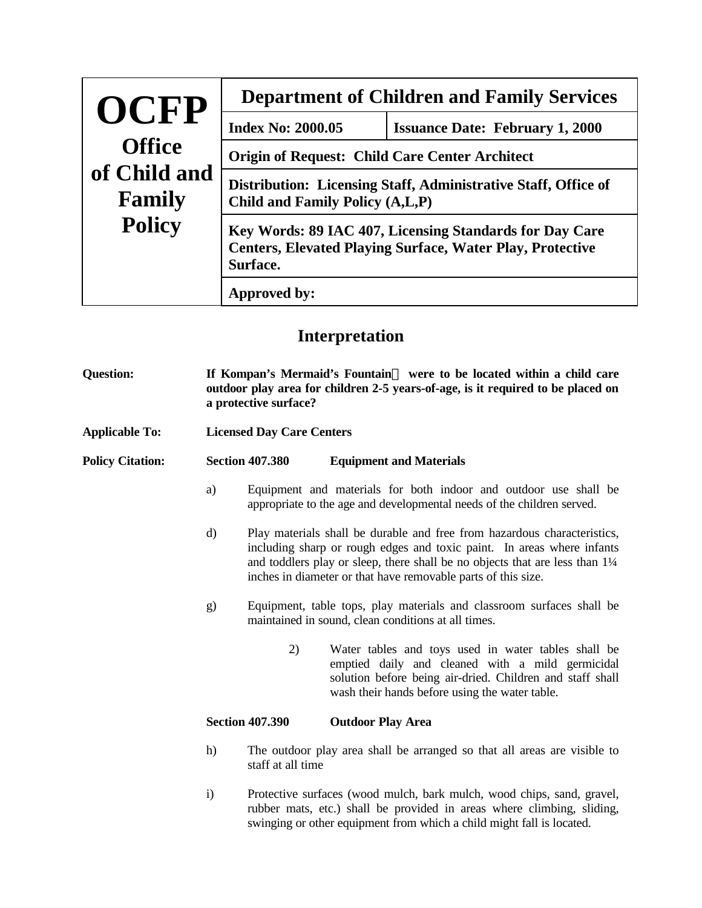| OCFP Office of Child and Family Policy | Department of Children and Family Services | |
|---|---|---|
| | **Index No: 2000.05** | **Issuance Date: February 1, 2000** |
| | **Origin of Request: Child Care Center Architect** | |
| | **Distribution: Licensing Staff, Administrative Staff, Office of Child and Family Policy (A,L,P)** | |
| | **Key Words: 89 IAC 407, Licensing Standards for Day Care Centers, Elevated Playing Surface, Water Play, Protective Surface.** | |
| | **Approved by:** | |

## Interpretation

**Question:** **If Kompan's Mermaid's Fountain were to be located within a child care outdoor play area for children 2-5 years-of-age, is it required to be placed on a protective surface?**

**Applicable To:** **Licensed Day Care Centers**

**Policy Citation:** **Section 407.380 Equipment and Materials**

a) Equipment and materials for both indoor and outdoor use shall be appropriate to the age and developmental needs of the children served.

d) Play materials shall be durable and free from hazardous characteristics, including sharp or rough edges and toxic paint. In areas where infants and toddlers play or sleep, there shall be no objects that are less than 1¼ inches in diameter or that have removable parts of this size.

g) Equipment, table tops, play materials and classroom surfaces shall be maintained in sound, clean conditions at all times.

2) Water tables and toys used in water tables shall be emptied daily and cleaned with a mild germicidal solution before being air-dried. Children and staff shall wash their hands before using the water table.

**Section 407.390 Outdoor Play Area**

h) The outdoor play area shall be arranged so that all areas are visible to staff at all time

i) Protective surfaces (wood mulch, bark mulch, wood chips, sand, gravel, rubber mats, etc.) shall be provided in areas where climbing, sliding, swinging or other equipment from which a child might fall is located.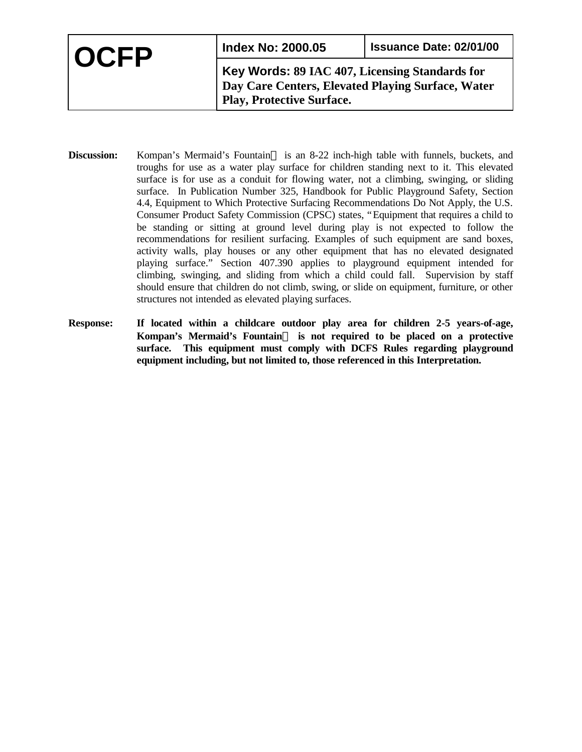| OCFP | Index No: 2000.05 | Issuance Date: 02/01/00 |
| --- | --- | --- |
| | Key Words: 89 IAC 407, Licensing Standards for Day Care Centers, Elevated Playing Surface, Water Play, Protective Surface. | |

**Discussion:** Kompan's Mermaid's Fountain® is an 8-22 inch-high table with funnels, buckets, and troughs for use as a water play surface for children standing next to it. This elevated surface is for use as a conduit for flowing water, not a climbing, swinging, or sliding surface. In Publication Number 325, Handbook for Public Playground Safety, Section 4.4, Equipment to Which Protective Surfacing Recommendations Do Not Apply, the U.S. Consumer Product Safety Commission (CPSC) states, "Equipment that requires a child to be standing or sitting at ground level during play is not expected to follow the recommendations for resilient surfacing. Examples of such equipment are sand boxes, activity walls, play houses or any other equipment that has no elevated designated playing surface." Section 407.390 applies to playground equipment intended for climbing, swinging, and sliding from which a child could fall. Supervision by staff should ensure that children do not climb, swing, or slide on equipment, furniture, or other structures not intended as elevated playing surfaces.

**Response:** **If located within a childcare outdoor play area for children 2-5 years-of-age, Kompan's Mermaid's Fountain® is not required to be placed on a protective surface. This equipment must comply with DCFS Rules regarding playground equipment including, but not limited to, those referenced in this Interpretation.**